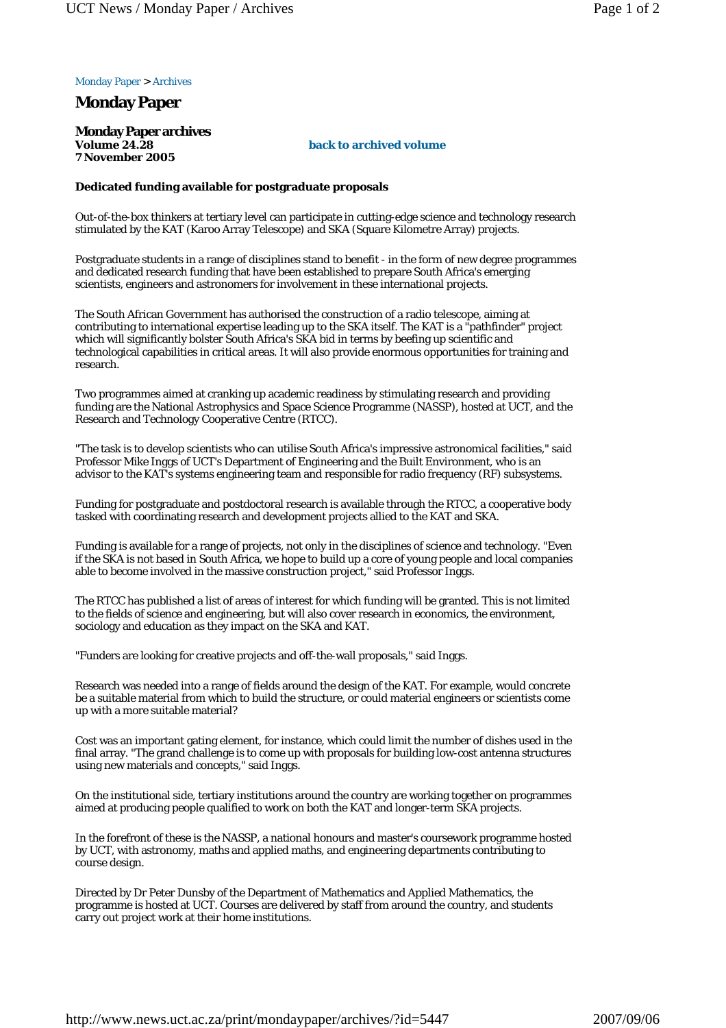Monday Paper > Archives

# Monday Paper

## Monday Paper archives

**Volume 24.28**
**7 November 2005**

**back to archived volume**

### Dedicated funding available for postgraduate proposals

Out-of-the-box thinkers at tertiary level can participate in cutting-edge science and technology research stimulated by the KAT (Karoo Array Telescope) and SKA (Square Kilometre Array) projects.

Postgraduate students in a range of disciplines stand to benefit - in the form of new degree programmes and dedicated research funding that have been established to prepare South Africa's emerging scientists, engineers and astronomers for involvement in these international projects.

The South African Government has authorised the construction of a radio telescope, aiming at contributing to international expertise leading up to the SKA itself. The KAT is a "pathfinder" project which will significantly bolster South Africa's SKA bid in terms by beefing up scientific and technological capabilities in critical areas. It will also provide enormous opportunities for training and research.

Two programmes aimed at cranking up academic readiness by stimulating research and providing funding are the National Astrophysics and Space Science Programme (NASSP), hosted at UCT, and the Research and Technology Cooperative Centre (RTCC).

"The task is to develop scientists who can utilise South Africa's impressive astronomical facilities," said Professor Mike Inggs of UCT's Department of Engineering and the Built Environment, who is an advisor to the KAT's systems engineering team and responsible for radio frequency (RF) subsystems.

Funding for postgraduate and postdoctoral research is available through the RTCC, a cooperative body tasked with coordinating research and development projects allied to the KAT and SKA.

Funding is available for a range of projects, not only in the disciplines of science and technology. "Even if the SKA is not based in South Africa, we hope to build up a core of young people and local companies able to become involved in the massive construction project," said Professor Inggs.

The RTCC has published a list of areas of interest for which funding will be granted. This is not limited to the fields of science and engineering, but will also cover research in economics, the environment, sociology and education as they impact on the SKA and KAT.

"Funders are looking for creative projects and off-the-wall proposals," said Inggs.

Research was needed into a range of fields around the design of the KAT. For example, would concrete be a suitable material from which to build the structure, or could material engineers or scientists come up with a more suitable material?

Cost was an important gating element, for instance, which could limit the number of dishes used in the final array. "The grand challenge is to come up with proposals for building low-cost antenna structures using new materials and concepts," said Inggs.

On the institutional side, tertiary institutions around the country are working together on programmes aimed at producing people qualified to work on both the KAT and longer-term SKA projects.

In the forefront of these is the NASSP, a national honours and master's coursework programme hosted by UCT, with astronomy, maths and applied maths, and engineering departments contributing to course design.

Directed by Dr Peter Dunsby of the Department of Mathematics and Applied Mathematics, the programme is hosted at UCT. Courses are delivered by staff from around the country, and students carry out project work at their home institutions.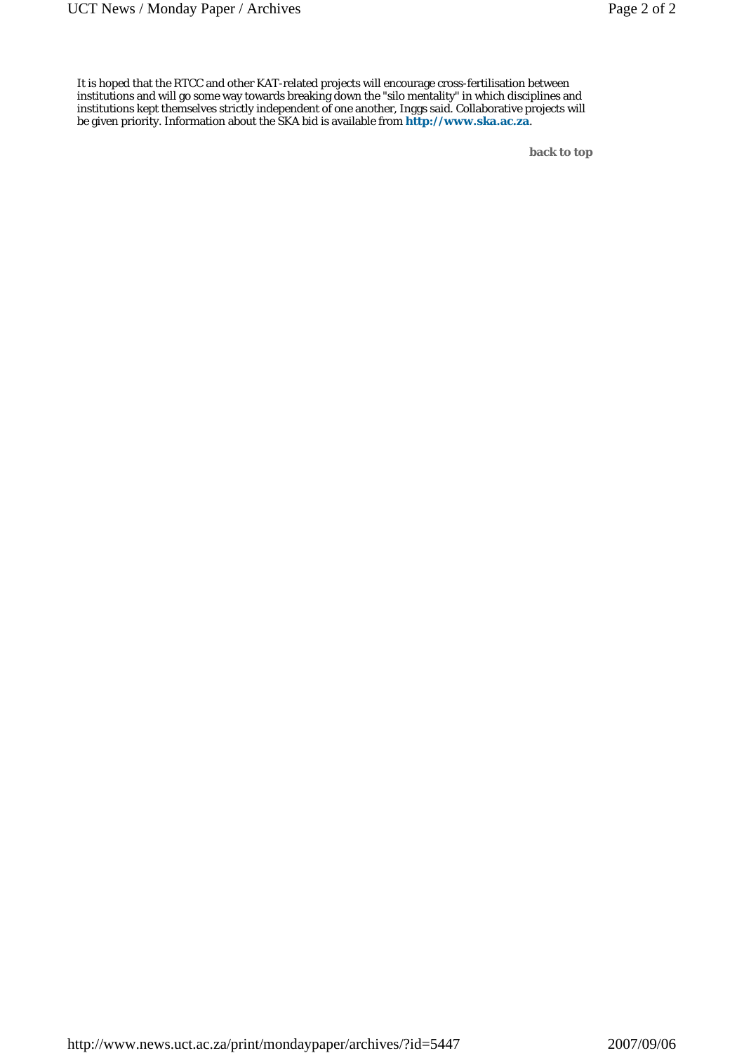It is hoped that the RTCC and other KAT-related projects will encourage cross-fertilisation between institutions and will go some way towards breaking down the "silo mentality" in which disciplines and institutions kept themselves strictly independent of one another, Inggs said. Collaborative projects will be given priority. Information about the SKA bid is available from **http://www.ska.ac.za**.

**back to top**